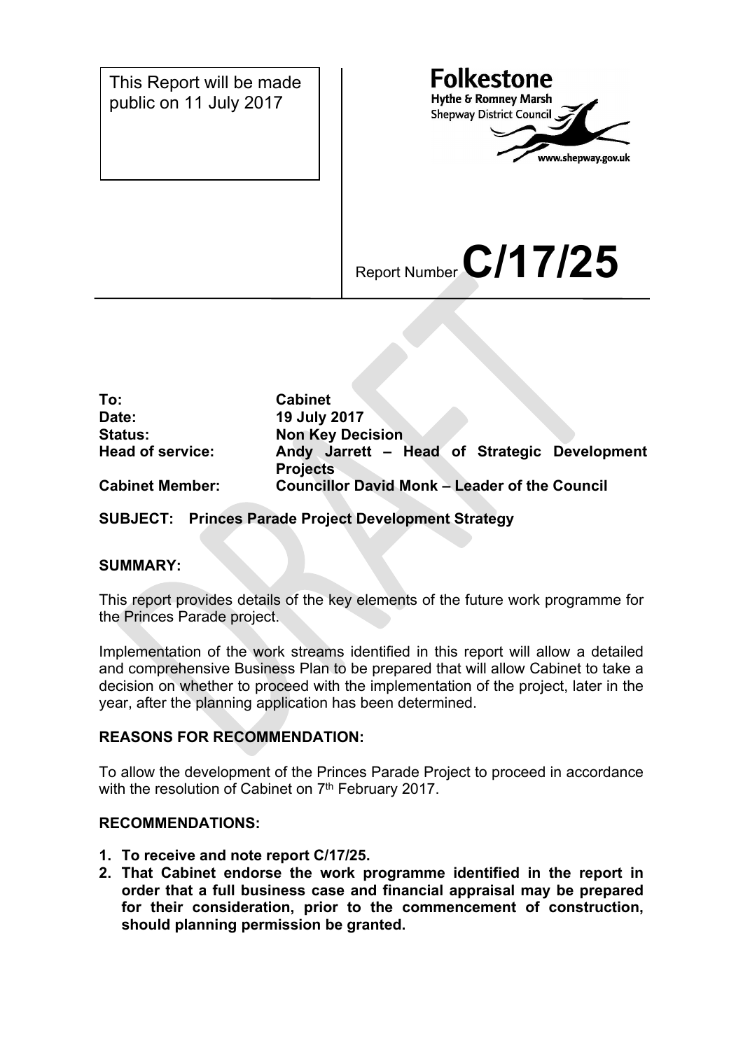This Report will be made public on 11 July 2017

**Folkestone**
**Hythe & Romney Marsh**
**Shepway District Council**
www.shepway.gov.uk

Report Number **C/17/25**

| | |
|---|---|
| **To:** | **Cabinet** |
| **Date:** | **19 July 2017** |
| **Status:** | **Non Key Decision** |
| **Head of service:** | **Andy Jarrett – Head of Strategic Development Projects** |
| **Cabinet Member:** | **Councillor David Monk – Leader of the Council** |

**SUBJECT: Princes Parade Project Development Strategy**

**SUMMARY:**

This report provides details of the key elements of the future work programme for the Princes Parade project.

Implementation of the work streams identified in this report will allow a detailed and comprehensive Business Plan to be prepared that will allow Cabinet to take a decision on whether to proceed with the implementation of the project, later in the year, after the planning application has been determined.

**REASONS FOR RECOMMENDATION:**

To allow the development of the Princes Parade Project to proceed in accordance with the resolution of Cabinet on 7th February 2017.

**RECOMMENDATIONS:**

1. **To receive and note report C/17/25.**
2. **That Cabinet endorse the work programme identified in the report in order that a full business case and financial appraisal may be prepared for their consideration, prior to the commencement of construction, should planning permission be granted.**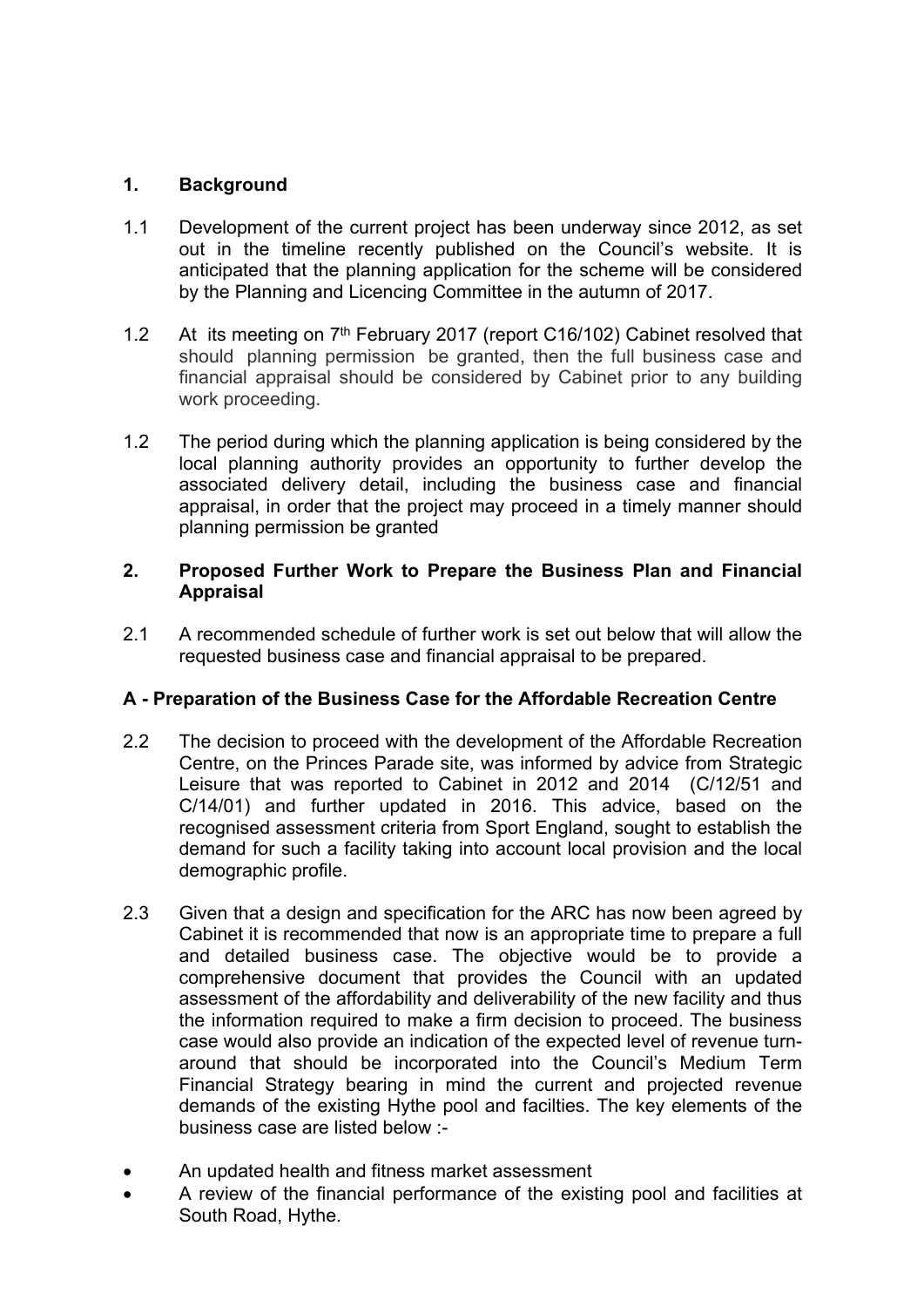## 1. Background

1.1 Development of the current project has been underway since 2012, as set out in the timeline recently published on the Council's website. It is anticipated that the planning application for the scheme will be considered by the Planning and Licencing Committee in the autumn of 2017.

1.2 At its meeting on 7th February 2017 (report C16/102) Cabinet resolved that should planning permission be granted, then the full business case and financial appraisal should be considered by Cabinet prior to any building work proceeding.

1.2 The period during which the planning application is being considered by the local planning authority provides an opportunity to further develop the associated delivery detail, including the business case and financial appraisal, in order that the project may proceed in a timely manner should planning permission be granted

## 2. Proposed Further Work to Prepare the Business Plan and Financial Appraisal

2.1 A recommended schedule of further work is set out below that will allow the requested business case and financial appraisal to be prepared.

### A - Preparation of the Business Case for the Affordable Recreation Centre

2.2 The decision to proceed with the development of the Affordable Recreation Centre, on the Princes Parade site, was informed by advice from Strategic Leisure that was reported to Cabinet in 2012 and 2014 (C/12/51 and C/14/01) and further updated in 2016. This advice, based on the recognised assessment criteria from Sport England, sought to establish the demand for such a facility taking into account local provision and the local demographic profile.

2.3 Given that a design and specification for the ARC has now been agreed by Cabinet it is recommended that now is an appropriate time to prepare a full and detailed business case. The objective would be to provide a comprehensive document that provides the Council with an updated assessment of the affordability and deliverability of the new facility and thus the information required to make a firm decision to proceed. The business case would also provide an indication of the expected level of revenue turn-around that should be incorporated into the Council's Medium Term Financial Strategy bearing in mind the current and projected revenue demands of the existing Hythe pool and facilties. The key elements of the business case are listed below :-

- An updated health and fitness market assessment
- A review of the financial performance of the existing pool and facilities at South Road, Hythe.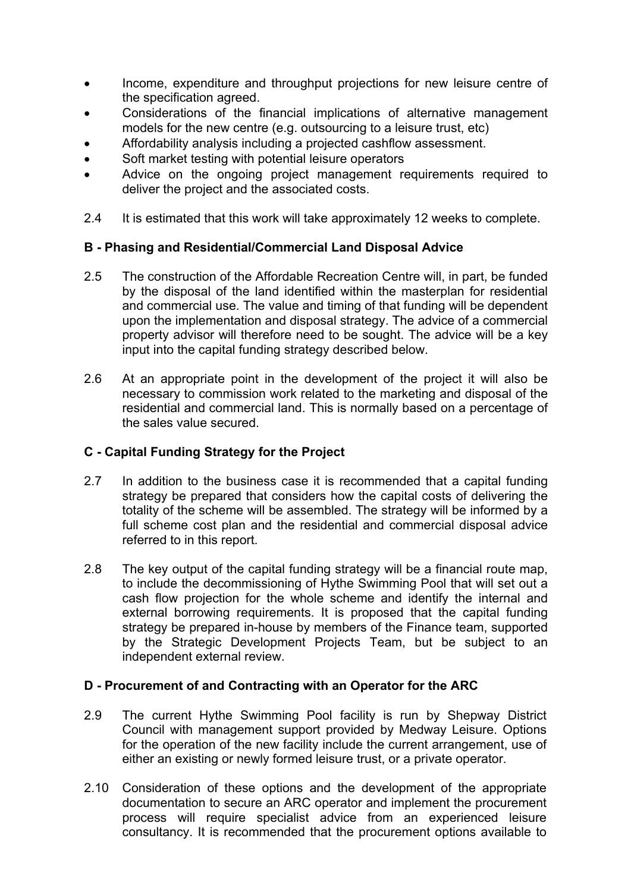- Income, expenditure and throughput projections for new leisure centre of the specification agreed.
- Considerations of the financial implications of alternative management models for the new centre (e.g. outsourcing to a leisure trust, etc)
- Affordability analysis including a projected cashflow assessment.
- Soft market testing with potential leisure operators
- Advice on the ongoing project management requirements required to deliver the project and the associated costs.

2.4 It is estimated that this work will take approximately 12 weeks to complete.

**B - Phasing and Residential/Commercial Land Disposal Advice**

2.5 The construction of the Affordable Recreation Centre will, in part, be funded by the disposal of the land identified within the masterplan for residential and commercial use. The value and timing of that funding will be dependent upon the implementation and disposal strategy. The advice of a commercial property advisor will therefore need to be sought. The advice will be a key input into the capital funding strategy described below.

2.6 At an appropriate point in the development of the project it will also be necessary to commission work related to the marketing and disposal of the residential and commercial land. This is normally based on a percentage of the sales value secured.

**C - Capital Funding Strategy for the Project**

2.7 In addition to the business case it is recommended that a capital funding strategy be prepared that considers how the capital costs of delivering the totality of the scheme will be assembled. The strategy will be informed by a full scheme cost plan and the residential and commercial disposal advice referred to in this report.

2.8 The key output of the capital funding strategy will be a financial route map, to include the decommissioning of Hythe Swimming Pool that will set out a cash flow projection for the whole scheme and identify the internal and external borrowing requirements. It is proposed that the capital funding strategy be prepared in-house by members of the Finance team, supported by the Strategic Development Projects Team, but be subject to an independent external review.

**D - Procurement of and Contracting with an Operator for the ARC**

2.9 The current Hythe Swimming Pool facility is run by Shepway District Council with management support provided by Medway Leisure. Options for the operation of the new facility include the current arrangement, use of either an existing or newly formed leisure trust, or a private operator.

2.10 Consideration of these options and the development of the appropriate documentation to secure an ARC operator and implement the procurement process will require specialist advice from an experienced leisure consultancy. It is recommended that the procurement options available to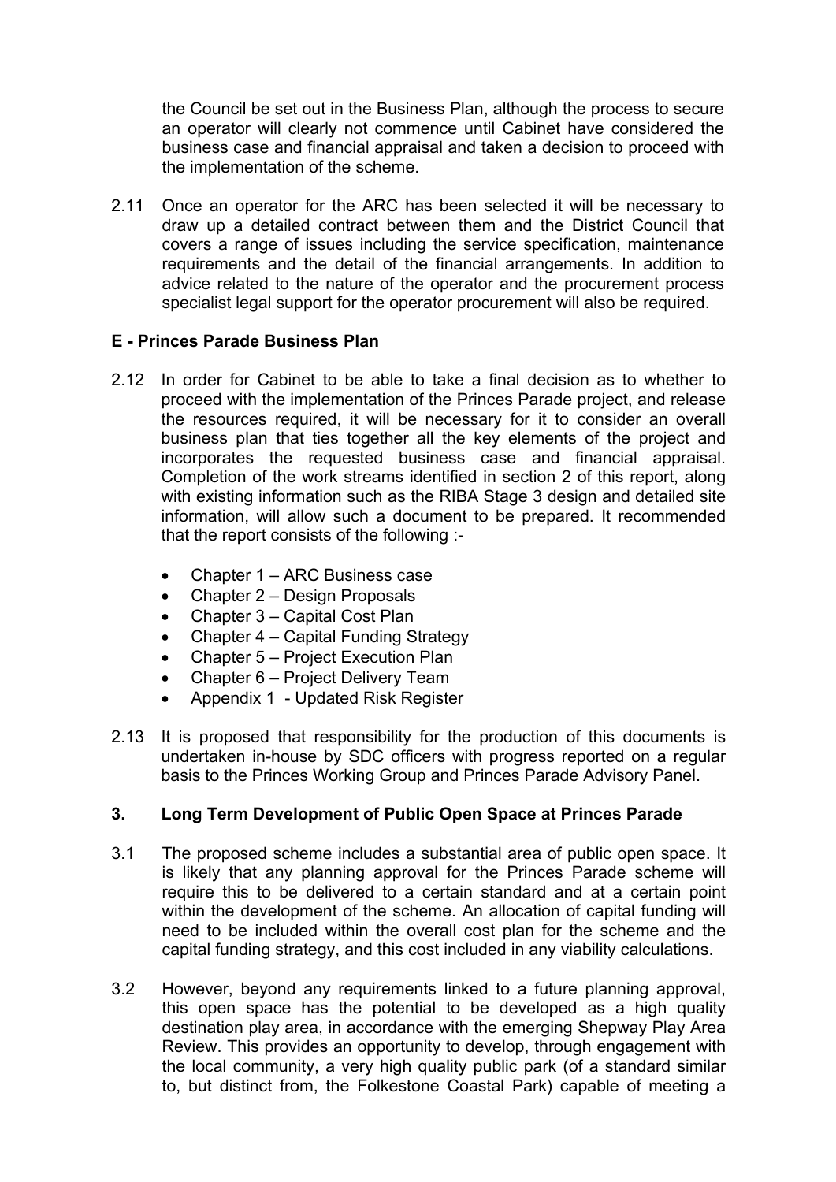the Council be set out in the Business Plan, although the process to secure an operator will clearly not commence until Cabinet have considered the business case and financial appraisal and taken a decision to proceed with the implementation of the scheme.

2.11 Once an operator for the ARC has been selected it will be necessary to draw up a detailed contract between them and the District Council that covers a range of issues including the service specification, maintenance requirements and the detail of the financial arrangements. In addition to advice related to the nature of the operator and the procurement process specialist legal support for the operator procurement will also be required.

**E - Princes Parade Business Plan**

2.12 In order for Cabinet to be able to take a final decision as to whether to proceed with the implementation of the Princes Parade project, and release the resources required, it will be necessary for it to consider an overall business plan that ties together all the key elements of the project and incorporates the requested business case and financial appraisal. Completion of the work streams identified in section 2 of this report, along with existing information such as the RIBA Stage 3 design and detailed site information, will allow such a document to be prepared. It recommended that the report consists of the following :-

- Chapter 1 – ARC Business case
- Chapter 2 – Design Proposals
- Chapter 3 – Capital Cost Plan
- Chapter 4 – Capital Funding Strategy
- Chapter 5 – Project Execution Plan
- Chapter 6 – Project Delivery Team
- Appendix 1 - Updated Risk Register

2.13 It is proposed that responsibility for the production of this documents is undertaken in-house by SDC officers with progress reported on a regular basis to the Princes Working Group and Princes Parade Advisory Panel.

## 3. Long Term Development of Public Open Space at Princes Parade

3.1 The proposed scheme includes a substantial area of public open space. It is likely that any planning approval for the Princes Parade scheme will require this to be delivered to a certain standard and at a certain point within the development of the scheme. An allocation of capital funding will need to be included within the overall cost plan for the scheme and the capital funding strategy, and this cost included in any viability calculations.

3.2 However, beyond any requirements linked to a future planning approval, this open space has the potential to be developed as a high quality destination play area, in accordance with the emerging Shepway Play Area Review. This provides an opportunity to develop, through engagement with the local community, a very high quality public park (of a standard similar to, but distinct from, the Folkestone Coastal Park) capable of meeting a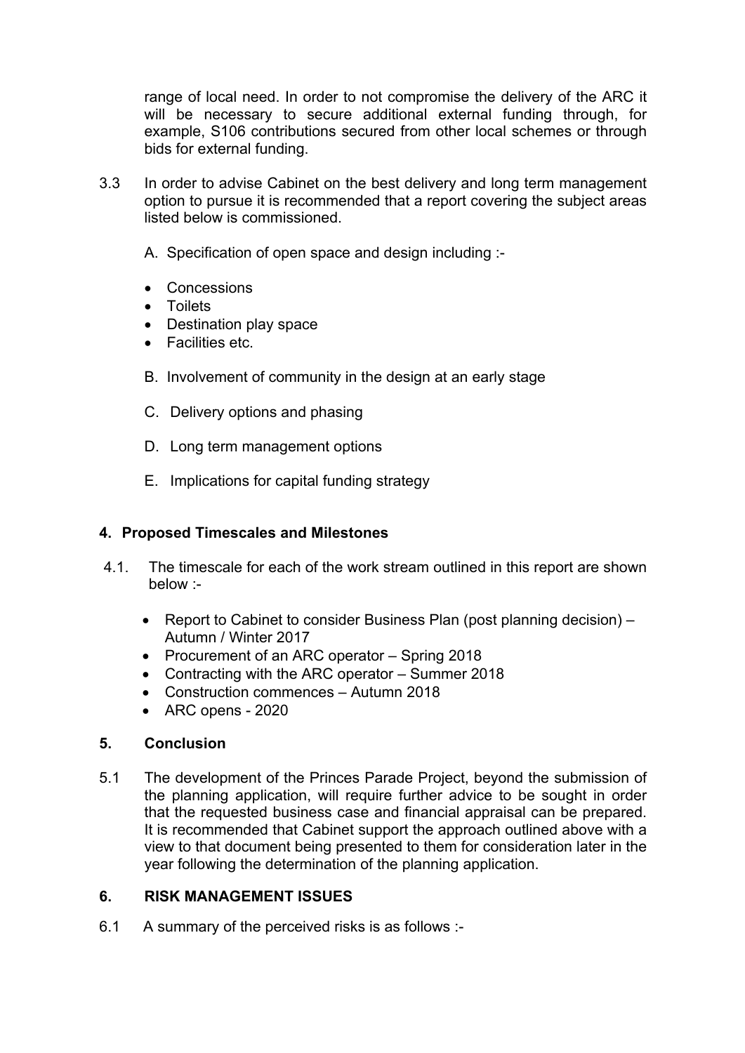range of local need. In order to not compromise the delivery of the ARC it will be necessary to secure additional external funding through, for example, S106 contributions secured from other local schemes or through bids for external funding.

3.3 In order to advise Cabinet on the best delivery and long term management option to pursue it is recommended that a report covering the subject areas listed below is commissioned.

A. Specification of open space and design including :-

- Concessions
- Toilets
- Destination play space
- Facilities etc.

B. Involvement of community in the design at an early stage

C. Delivery options and phasing

D. Long term management options

E. Implications for capital funding strategy

## 4. Proposed Timescales and Milestones

4.1. The timescale for each of the work stream outlined in this report are shown below :-

- Report to Cabinet to consider Business Plan (post planning decision) – Autumn / Winter 2017
- Procurement of an ARC operator – Spring 2018
- Contracting with the ARC operator – Summer 2018
- Construction commences – Autumn 2018
- ARC opens - 2020

## 5. Conclusion

5.1 The development of the Princes Parade Project, beyond the submission of the planning application, will require further advice to be sought in order that the requested business case and financial appraisal can be prepared. It is recommended that Cabinet support the approach outlined above with a view to that document being presented to them for consideration later in the year following the determination of the planning application.

## 6. RISK MANAGEMENT ISSUES

6.1 A summary of the perceived risks is as follows :-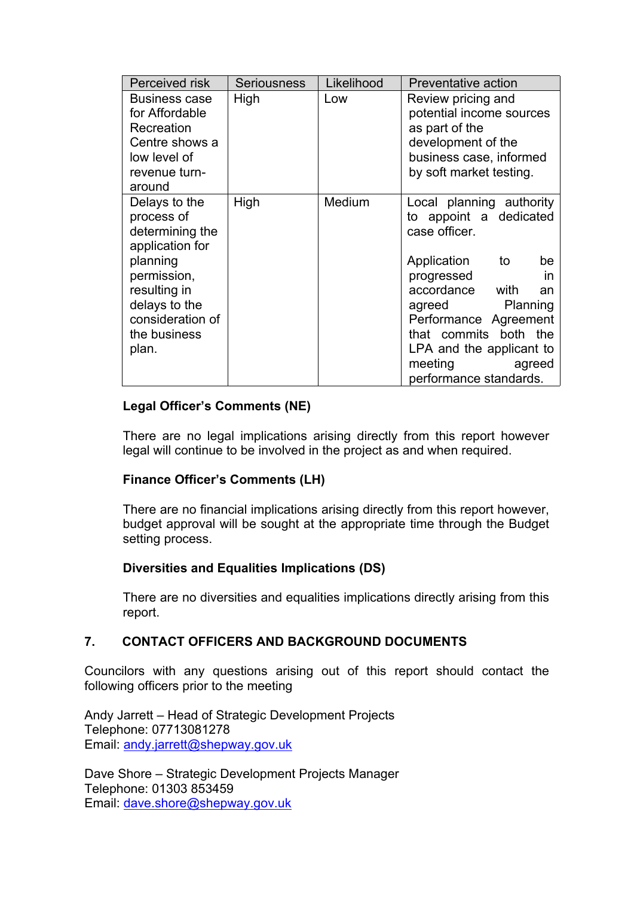| Perceived risk | Seriousness | Likelihood | Preventative action |
|---|---|---|---|
| Business case for Affordable Recreation Centre shows a low level of revenue turn-around | High | Low | Review pricing and potential income sources as part of the development of the business case, informed by soft market testing. |
| Delays to the process of determining the application for planning permission, resulting in delays to the consideration of the business plan. | High | Medium | Local planning authority to appoint a dedicated case officer.<br><br>Application to be progressed in accordance with an agreed Planning Performance Agreement that commits both the LPA and the applicant to meeting agreed performance standards. |

**Legal Officer's Comments (NE)**

There are no legal implications arising directly from this report however legal will continue to be involved in the project as and when required.

**Finance Officer's Comments (LH)**

There are no financial implications arising directly from this report however, budget approval will be sought at the appropriate time through the Budget setting process.

**Diversities and Equalities Implications (DS)**

There are no diversities and equalities implications directly arising from this report.

## 7. CONTACT OFFICERS AND BACKGROUND DOCUMENTS

Councilors with any questions arising out of this report should contact the following officers prior to the meeting

Andy Jarrett – Head of Strategic Development Projects
Telephone: 07713081278
Email: andy.jarrett@shepway.gov.uk

Dave Shore – Strategic Development Projects Manager
Telephone: 01303 853459
Email: dave.shore@shepway.gov.uk